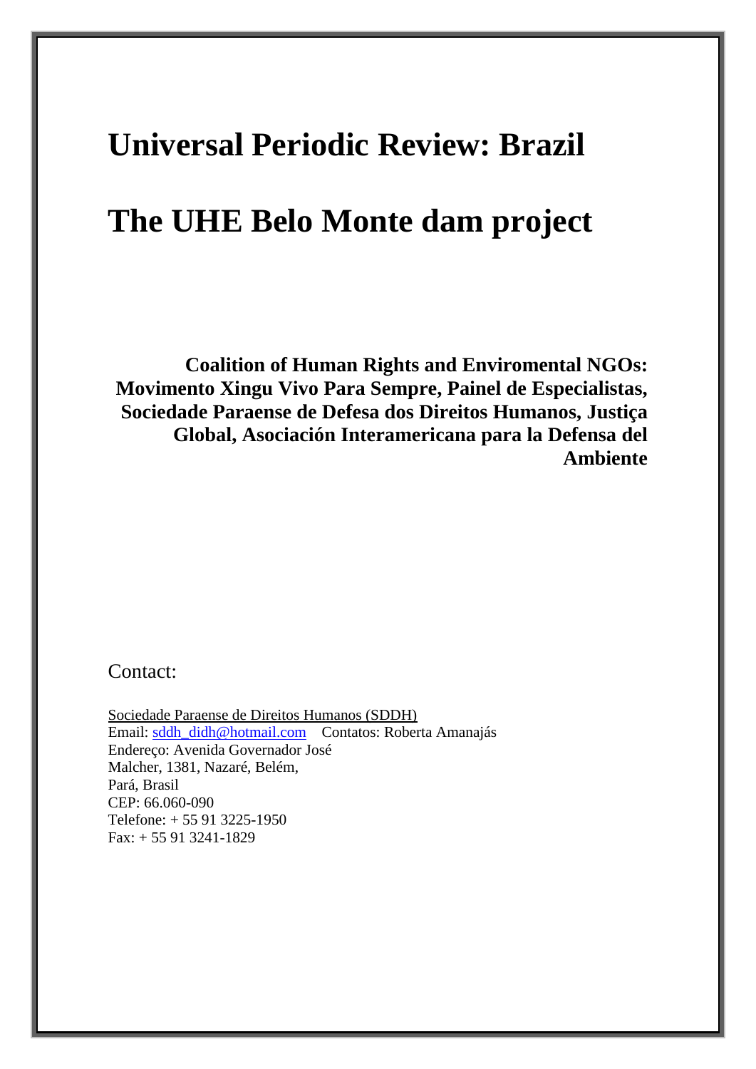# Universal Periodic Review: Brazil

# The UHE Belo Monte dam project

**Coalition of Human Rights and Enviromental NGOs: Movimento Xingu Vivo Para Sempre, Painel de Especialistas, Sociedade Paraense de Defesa dos Direitos Humanos, Justiça Global, Asociación Interamericana para la Defensa del Ambiente**

Contact:

Sociedade Paraense de Direitos Humanos (SDDH)
Email: sddh_didh@hotmail.com Contatos: Roberta Amanajás
Endereço: Avenida Governador José Malcher, 1381, Nazaré, Belém, Pará, Brasil
CEP: 66.060-090
Telefone: + 55 91 3225-1950
Fax: + 55 91 3241-1829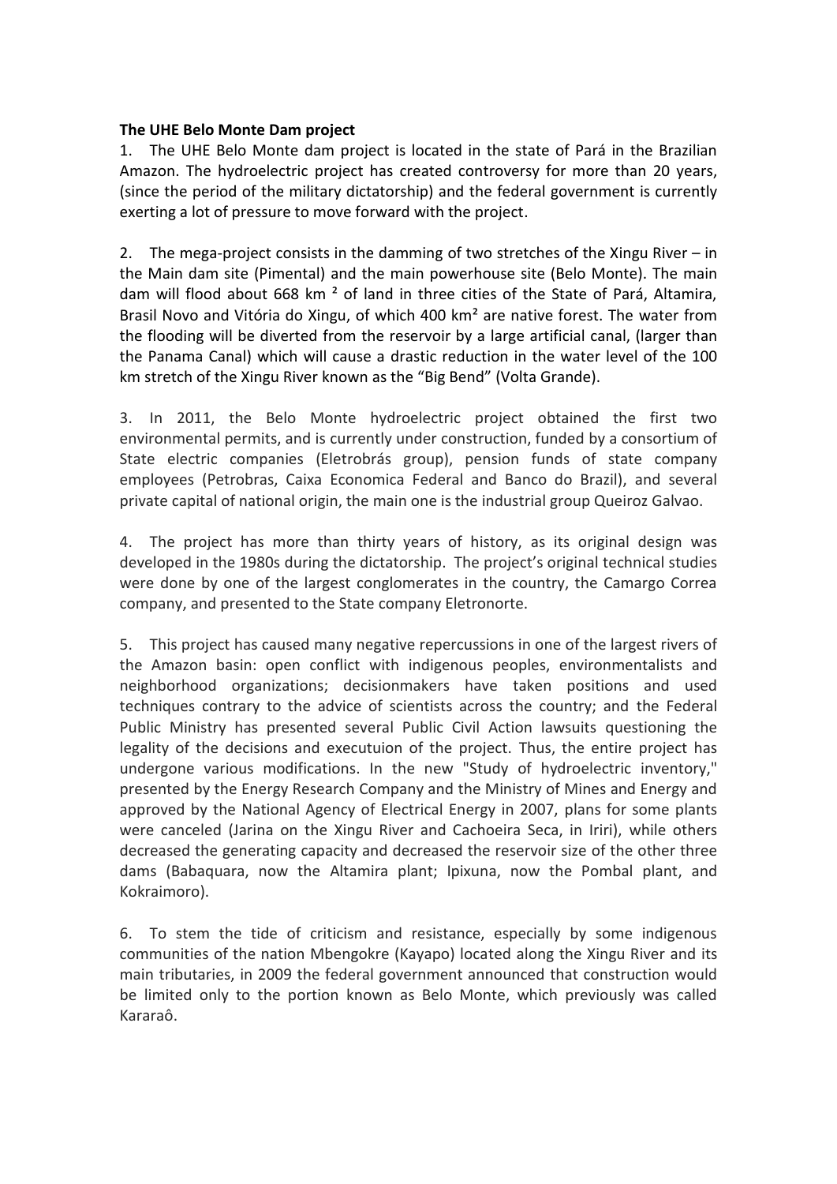**The UHE Belo Monte Dam project**

1. The UHE Belo Monte dam project is located in the state of Pará in the Brazilian Amazon. The hydroelectric project has created controversy for more than 20 years, (since the period of the military dictatorship) and the federal government is currently exerting a lot of pressure to move forward with the project.

2. The mega-project consists in the damming of two stretches of the Xingu River – in the Main dam site (Pimental) and the main powerhouse site (Belo Monte). The main dam will flood about 668 km ² of land in three cities of the State of Pará, Altamira, Brasil Novo and Vitória do Xingu, of which 400 km² are native forest. The water from the flooding will be diverted from the reservoir by a large artificial canal, (larger than the Panama Canal) which will cause a drastic reduction in the water level of the 100 km stretch of the Xingu River known as the "Big Bend" (Volta Grande).

3. In 2011, the Belo Monte hydroelectric project obtained the first two environmental permits, and is currently under construction, funded by a consortium of State electric companies (Eletrobrás group), pension funds of state company employees (Petrobras, Caixa Economica Federal and Banco do Brazil), and several private capital of national origin, the main one is the industrial group Queiroz Galvao.

4. The project has more than thirty years of history, as its original design was developed in the 1980s during the dictatorship. The project's original technical studies were done by one of the largest conglomerates in the country, the Camargo Correa company, and presented to the State company Eletronorte.

5. This project has caused many negative repercussions in one of the largest rivers of the Amazon basin: open conflict with indigenous peoples, environmentalists and neighborhood organizations; decisionmakers have taken positions and used techniques contrary to the advice of scientists across the country; and the Federal Public Ministry has presented several Public Civil Action lawsuits questioning the legality of the decisions and executuion of the project. Thus, the entire project has undergone various modifications. In the new "Study of hydroelectric inventory," presented by the Energy Research Company and the Ministry of Mines and Energy and approved by the National Agency of Electrical Energy in 2007, plans for some plants were canceled (Jarina on the Xingu River and Cachoeira Seca, in Iriri), while others decreased the generating capacity and decreased the reservoir size of the other three dams (Babaquara, now the Altamira plant; Ipixuna, now the Pombal plant, and Kokraimoro).

6. To stem the tide of criticism and resistance, especially by some indigenous communities of the nation Mbengokre (Kayapo) located along the Xingu River and its main tributaries, in 2009 the federal government announced that construction would be limited only to the portion known as Belo Monte, which previously was called Kararaô.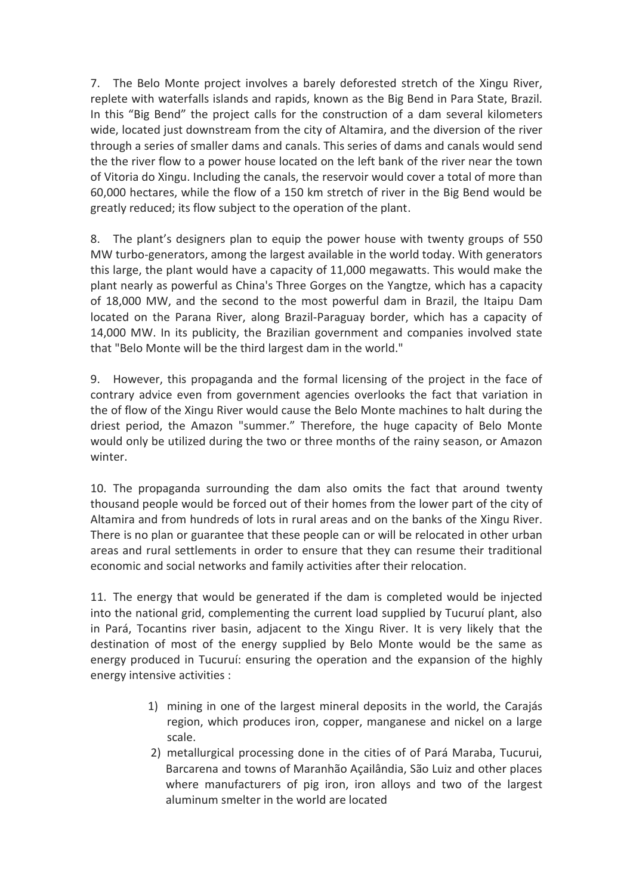7. The Belo Monte project involves a barely deforested stretch of the Xingu River, replete with waterfalls islands and rapids, known as the Big Bend in Para State, Brazil. In this "Big Bend" the project calls for the construction of a dam several kilometers wide, located just downstream from the city of Altamira, and the diversion of the river through a series of smaller dams and canals. This series of dams and canals would send the the river flow to a power house located on the left bank of the river near the town of Vitoria do Xingu. Including the canals, the reservoir would cover a total of more than 60,000 hectares, while the flow of a 150 km stretch of river in the Big Bend would be greatly reduced; its flow subject to the operation of the plant.

8. The plant's designers plan to equip the power house with twenty groups of 550 MW turbo-generators, among the largest available in the world today. With generators this large, the plant would have a capacity of 11,000 megawatts. This would make the plant nearly as powerful as China's Three Gorges on the Yangtze, which has a capacity of 18,000 MW, and the second to the most powerful dam in Brazil, the Itaipu Dam located on the Parana River, along Brazil-Paraguay border, which has a capacity of 14,000 MW. In its publicity, the Brazilian government and companies involved state that "Belo Monte will be the third largest dam in the world."

9. However, this propaganda and the formal licensing of the project in the face of contrary advice even from government agencies overlooks the fact that variation in the of flow of the Xingu River would cause the Belo Monte machines to halt during the driest period, the Amazon "summer." Therefore, the huge capacity of Belo Monte would only be utilized during the two or three months of the rainy season, or Amazon winter.

10. The propaganda surrounding the dam also omits the fact that around twenty thousand people would be forced out of their homes from the lower part of the city of Altamira and from hundreds of lots in rural areas and on the banks of the Xingu River. There is no plan or guarantee that these people can or will be relocated in other urban areas and rural settlements in order to ensure that they can resume their traditional economic and social networks and family activities after their relocation.

11. The energy that would be generated if the dam is completed would be injected into the national grid, complementing the current load supplied by Tucuruí plant, also in Pará, Tocantins river basin, adjacent to the Xingu River. It is very likely that the destination of most of the energy supplied by Belo Monte would be the same as energy produced in Tucuruí: ensuring the operation and the expansion of the highly energy intensive activities :

1) mining in one of the largest mineral deposits in the world, the Carajás region, which produces iron, copper, manganese and nickel on a large scale.
2) metallurgical processing done in the cities of of Pará Maraba, Tucurui, Barcarena and towns of Maranhão Açailândia, São Luiz and other places where manufacturers of pig iron, iron alloys and two of the largest aluminum smelter in the world are located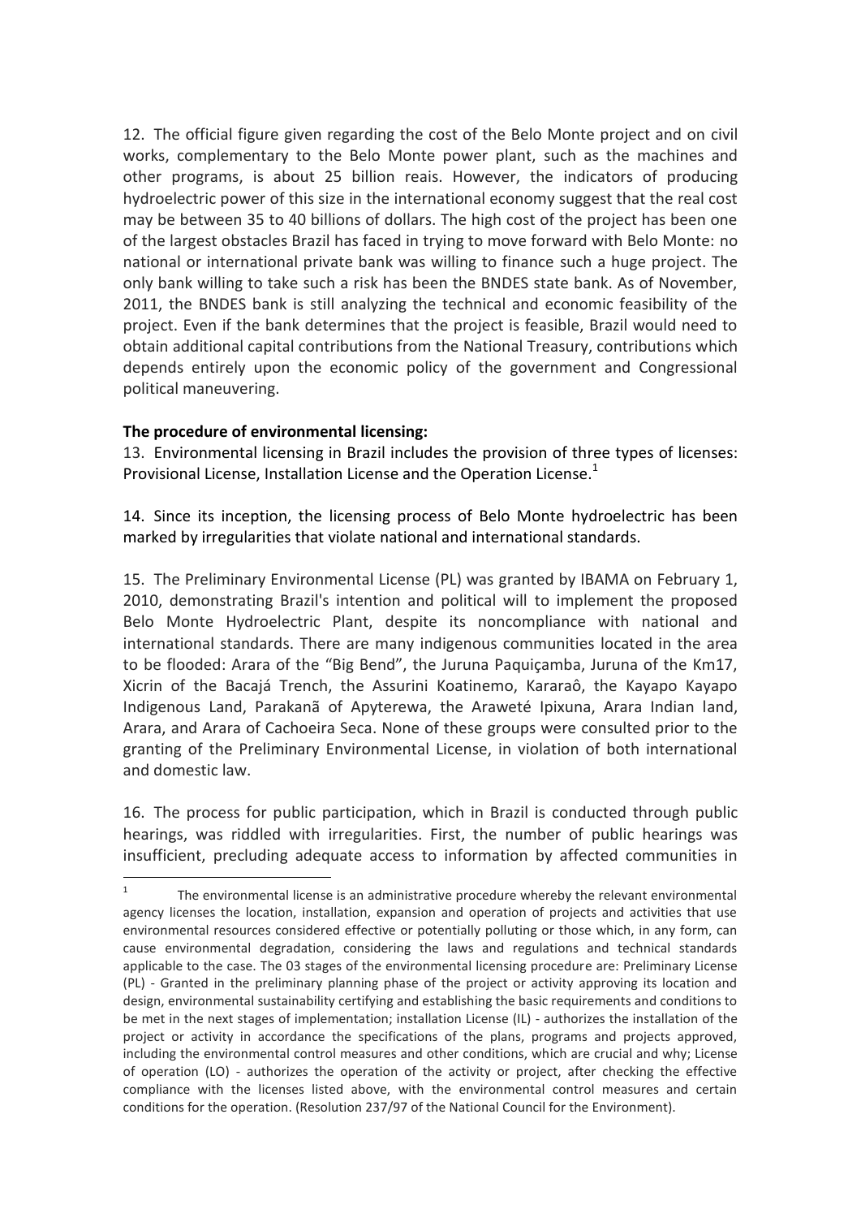12. The official figure given regarding the cost of the Belo Monte project and on civil works, complementary to the Belo Monte power plant, such as the machines and other programs, is about 25 billion reais. However, the indicators of producing hydroelectric power of this size in the international economy suggest that the real cost may be between 35 to 40 billions of dollars. The high cost of the project has been one of the largest obstacles Brazil has faced in trying to move forward with Belo Monte: no national or international private bank was willing to finance such a huge project. The only bank willing to take such a risk has been the BNDES state bank. As of November, 2011, the BNDES bank is still analyzing the technical and economic feasibility of the project. Even if the bank determines that the project is feasible, Brazil would need to obtain additional capital contributions from the National Treasury, contributions which depends entirely upon the economic policy of the government and Congressional political maneuvering.

**The procedure of environmental licensing:**

13. Environmental licensing in Brazil includes the provision of three types of licenses: Provisional License, Installation License and the Operation License.[1]

14. Since its inception, the licensing process of Belo Monte hydroelectric has been marked by irregularities that violate national and international standards.

15. The Preliminary Environmental License (PL) was granted by IBAMA on February 1, 2010, demonstrating Brazil's intention and political will to implement the proposed Belo Monte Hydroelectric Plant, despite its noncompliance with national and international standards. There are many indigenous communities located in the area to be flooded: Arara of the "Big Bend", the Juruna Paquiçamba, Juruna of the Km17, Xicrin of the Bacajá Trench, the Assurini Koatinemo, Kararaô, the Kayapo Kayapo Indigenous Land, Parakanã of Apyterewa, the Araweté Ipixuna, Arara Indian land, Arara, and Arara of Cachoeira Seca. None of these groups were consulted prior to the granting of the Preliminary Environmental License, in violation of both international and domestic law.

16. The process for public participation, which in Brazil is conducted through public hearings, was riddled with irregularities. First, the number of public hearings was insufficient, precluding adequate access to information by affected communities in

---

[1] The environmental license is an administrative procedure whereby the relevant environmental agency licenses the location, installation, expansion and operation of projects and activities that use environmental resources considered effective or potentially polluting or those which, in any form, can cause environmental degradation, considering the laws and regulations and technical standards applicable to the case. The 03 stages of the environmental licensing procedure are: Preliminary License (PL) - Granted in the preliminary planning phase of the project or activity approving its location and design, environmental sustainability certifying and establishing the basic requirements and conditions to be met in the next stages of implementation; installation License (IL) - authorizes the installation of the project or activity in accordance the specifications of the plans, programs and projects approved, including the environmental control measures and other conditions, which are crucial and why; License of operation (LO) - authorizes the operation of the activity or project, after checking the effective compliance with the licenses listed above, with the environmental control measures and certain conditions for the operation. (Resolution 237/97 of the National Council for the Environment).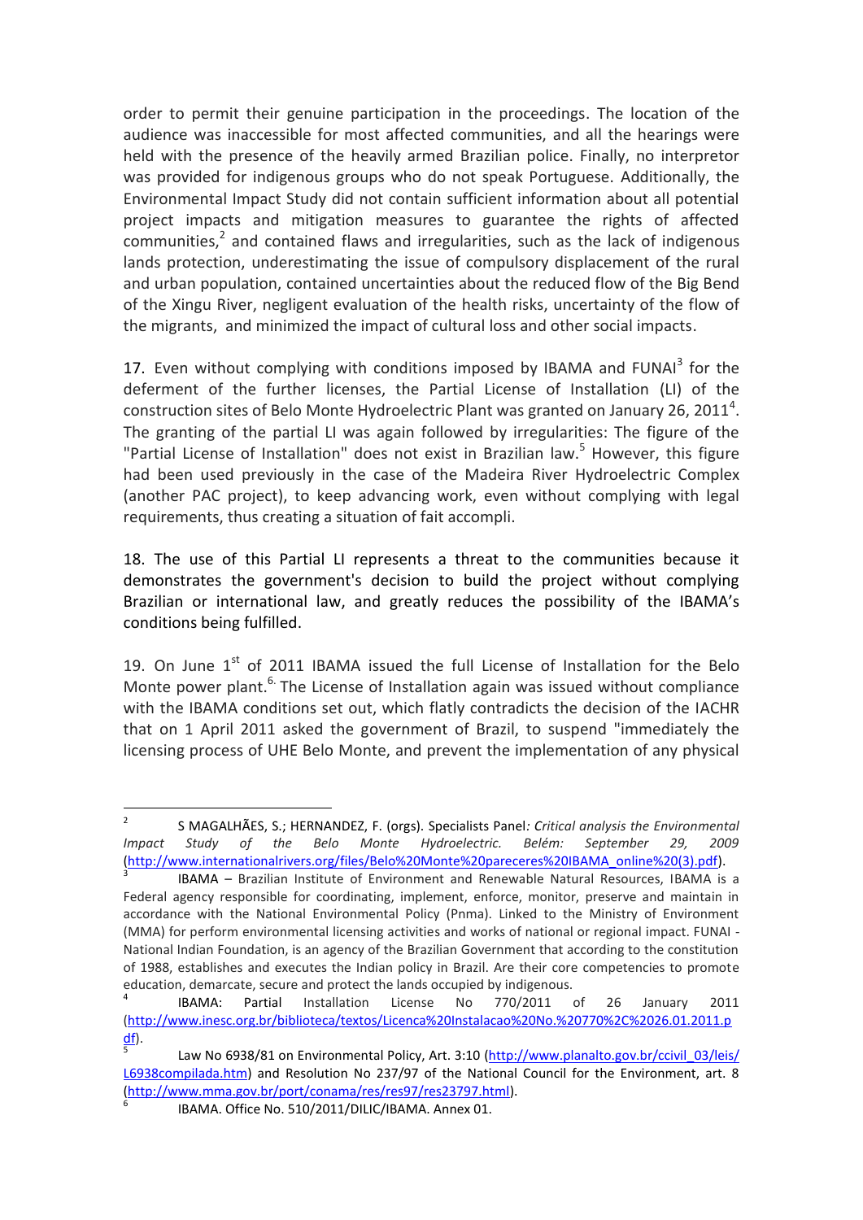order to permit their genuine participation in the proceedings. The location of the audience was inaccessible for most affected communities, and all the hearings were held with the presence of the heavily armed Brazilian police. Finally, no interpretor was provided for indigenous groups who do not speak Portuguese. Additionally, the Environmental Impact Study did not contain sufficient information about all potential project impacts and mitigation measures to guarantee the rights of affected communities,[2] and contained flaws and irregularities, such as the lack of indigenous lands protection, underestimating the issue of compulsory displacement of the rural and urban population, contained uncertainties about the reduced flow of the Big Bend of the Xingu River, negligent evaluation of the health risks, uncertainty of the flow of the migrants, and minimized the impact of cultural loss and other social impacts.

17. Even without complying with conditions imposed by IBAMA and FUNAI[3] for the deferment of the further licenses, the Partial License of Installation (LI) of the construction sites of Belo Monte Hydroelectric Plant was granted on January 26, 2011[4]. The granting of the partial LI was again followed by irregularities: The figure of the "Partial License of Installation" does not exist in Brazilian law.[5] However, this figure had been used previously in the case of the Madeira River Hydroelectric Complex (another PAC project), to keep advancing work, even without complying with legal requirements, thus creating a situation of fait accompli.

18. The use of this Partial LI represents a threat to the communities because it demonstrates the government's decision to build the project without complying Brazilian or international law, and greatly reduces the possibility of the IBAMA's conditions being fulfilled.

19. On June 1st of 2011 IBAMA issued the full License of Installation for the Belo Monte power plant.[6] The License of Installation again was issued without compliance with the IBAMA conditions set out, which flatly contradicts the decision of the IACHR that on 1 April 2011 asked the government of Brazil, to suspend "immediately the licensing process of UHE Belo Monte, and prevent the implementation of any physical

---

[2] S MAGALHÃES, S.; HERNANDEZ, F. (orgs). Specialists Panel*: Critical analysis the Environmental Impact Study of the Belo Monte Hydroelectric. Belém: September 29, 2009* (http://www.internationalrivers.org/files/Belo%20Monte%20pareceres%20IBAMA_online%20(3).pdf).

[3] IBAMA – Brazilian Institute of Environment and Renewable Natural Resources, IBAMA is a Federal agency responsible for coordinating, implement, enforce, monitor, preserve and maintain in accordance with the National Environmental Policy (Pnma). Linked to the Ministry of Environment (MMA) for perform environmental licensing activities and works of national or regional impact. FUNAI - National Indian Foundation, is an agency of the Brazilian Government that according to the constitution of 1988, establishes and executes the Indian policy in Brazil. Are their core competencies to promote education, demarcate, secure and protect the lands occupied by indigenous.

[4] IBAMA: Partial Installation License No 770/2011 of 26 January 2011 (http://www.inesc.org.br/biblioteca/textos/Licenca%20Instalacao%20No.%20770%2C%2026.01.2011.pdf).

[5] Law No 6938/81 on Environmental Policy, Art. 3:10 (http://www.planalto.gov.br/ccivil_03/leis/L6938compilada.htm) and Resolution No 237/97 of the National Council for the Environment, art. 8 (http://www.mma.gov.br/port/conama/res/res97/res23797.html).

[6] IBAMA. Office No. 510/2011/DILIC/IBAMA. Annex 01.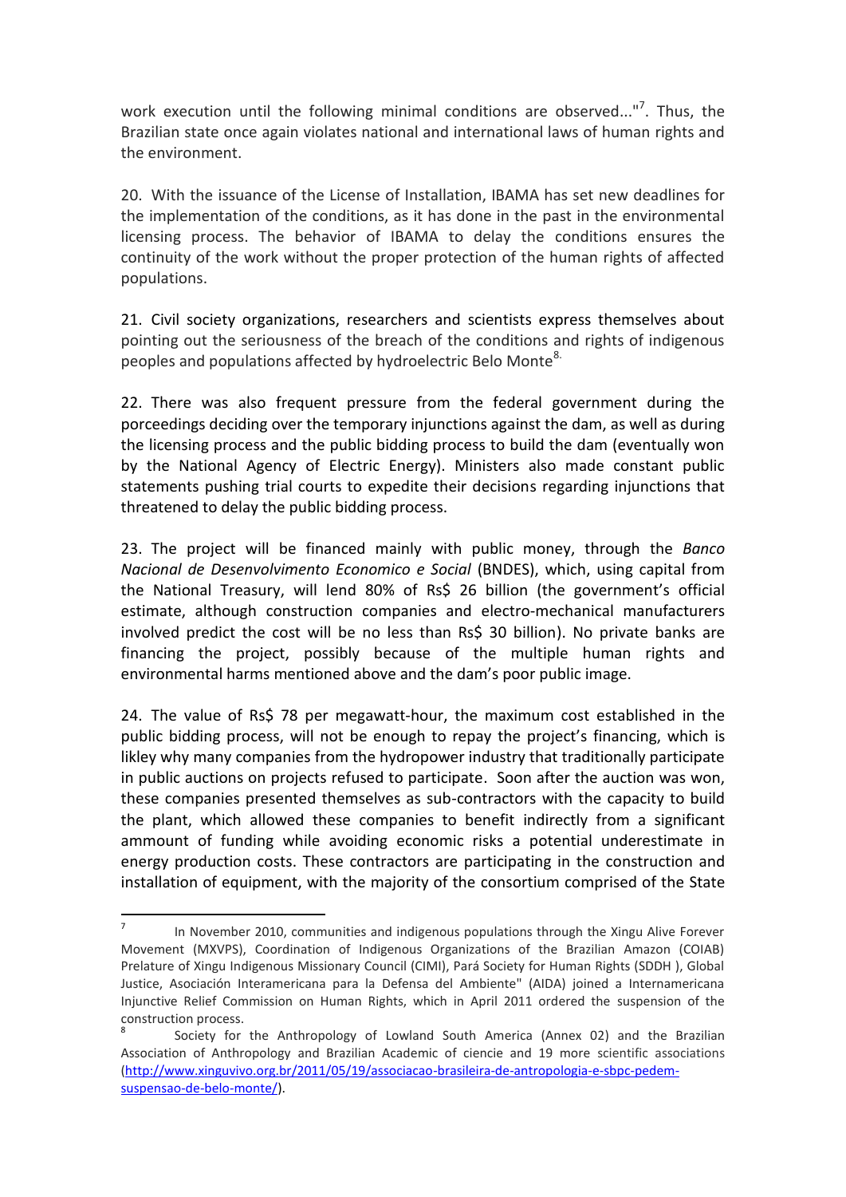work execution until the following minimal conditions are observed..."[7]. Thus, the Brazilian state once again violates national and international laws of human rights and the environment.

20. With the issuance of the License of Installation, IBAMA has set new deadlines for the implementation of the conditions, as it has done in the past in the environmental licensing process. The behavior of IBAMA to delay the conditions ensures the continuity of the work without the proper protection of the human rights of affected populations.

21. Civil society organizations, researchers and scientists express themselves about pointing out the seriousness of the breach of the conditions and rights of indigenous peoples and populations affected by hydroelectric Belo Monte[8].

22. There was also frequent pressure from the federal government during the porceedings deciding over the temporary injunctions against the dam, as well as during the licensing process and the public bidding process to build the dam (eventually won by the National Agency of Electric Energy). Ministers also made constant public statements pushing trial courts to expedite their decisions regarding injunctions that threatened to delay the public bidding process.

23. The project will be financed mainly with public money, through the *Banco Nacional de Desenvolvimento Economico e Social* (BNDES), which, using capital from the National Treasury, will lend 80% of Rs$ 26 billion (the government's official estimate, although construction companies and electro-mechanical manufacturers involved predict the cost will be no less than Rs$ 30 billion). No private banks are financing the project, possibly because of the multiple human rights and environmental harms mentioned above and the dam's poor public image.

24. The value of Rs$ 78 per megawatt-hour, the maximum cost established in the public bidding process, will not be enough to repay the project's financing, which is likley why many companies from the hydropower industry that traditionally participate in public auctions on projects refused to participate. Soon after the auction was won, these companies presented themselves as sub-contractors with the capacity to build the plant, which allowed these companies to benefit indirectly from a significant ammount of funding while avoiding economic risks a potential underestimate in energy production costs. These contractors are participating in the construction and installation of equipment, with the majority of the consortium comprised of the State

---

[7] In November 2010, communities and indigenous populations through the Xingu Alive Forever Movement (MXVPS), Coordination of Indigenous Organizations of the Brazilian Amazon (COIAB) Prelature of Xingu Indigenous Missionary Council (CIMI), Pará Society for Human Rights (SDDH ), Global Justice, Asociación Interamericana para la Defensa del Ambiente" (AIDA) joined a Internamericana Injunctive Relief Commission on Human Rights, which in April 2011 ordered the suspension of the construction process.

[8] Society for the Anthropology of Lowland South America (Annex 02) and the Brazilian Association of Anthropology and Brazilian Academic of ciencie and 19 more scientific associations (http://www.xinguvivo.org.br/2011/05/19/associacao-brasileira-de-antropologia-e-sbpc-pedem-suspensao-de-belo-monte/).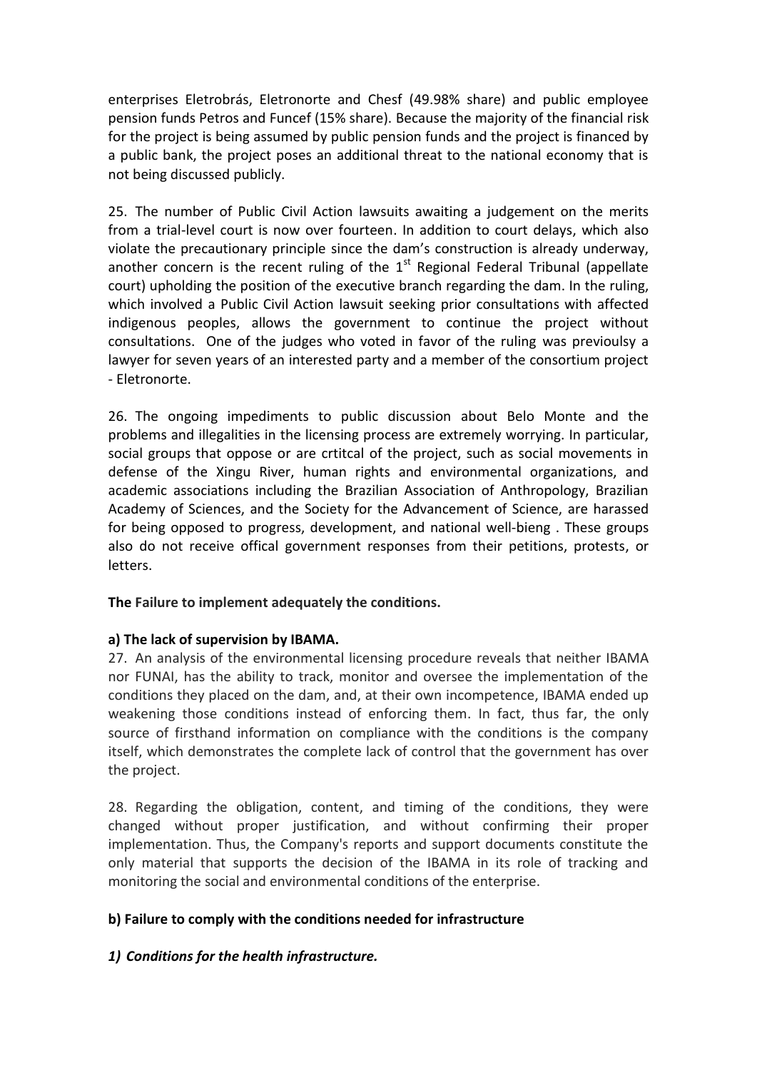enterprises Eletrobrás, Eletronorte and Chesf (49.98% share) and public employee pension funds Petros and Funcef (15% share). Because the majority of the financial risk for the project is being assumed by public pension funds and the project is financed by a public bank, the project poses an additional threat to the national economy that is not being discussed publicly.

25. The number of Public Civil Action lawsuits awaiting a judgement on the merits from a trial-level court is now over fourteen. In addition to court delays, which also violate the precautionary principle since the dam's construction is already underway, another concern is the recent ruling of the 1st Regional Federal Tribunal (appellate court) upholding the position of the executive branch regarding the dam. In the ruling, which involved a Public Civil Action lawsuit seeking prior consultations with affected indigenous peoples, allows the government to continue the project without consultations. One of the judges who voted in favor of the ruling was previoulsy a lawyer for seven years of an interested party and a member of the consortium project - Eletronorte.

26. The ongoing impediments to public discussion about Belo Monte and the problems and illegalities in the licensing process are extremely worrying. In particular, social groups that oppose or are crtitcal of the project, such as social movements in defense of the Xingu River, human rights and environmental organizations, and academic associations including the Brazilian Association of Anthropology, Brazilian Academy of Sciences, and the Society for the Advancement of Science, are harassed for being opposed to progress, development, and national well-bieng . These groups also do not receive offical government responses from their petitions, protests, or letters.

**The Failure to implement adequately the conditions.**

**a) The lack of supervision by IBAMA.**

27. An analysis of the environmental licensing procedure reveals that neither IBAMA nor FUNAI, has the ability to track, monitor and oversee the implementation of the conditions they placed on the dam, and, at their own incompetence, IBAMA ended up weakening those conditions instead of enforcing them. In fact, thus far, the only source of firsthand information on compliance with the conditions is the company itself, which demonstrates the complete lack of control that the government has over the project.

28. Regarding the obligation, content, and timing of the conditions, they were changed without proper justification, and without confirming their proper implementation. Thus, the Company's reports and support documents constitute the only material that supports the decision of the IBAMA in its role of tracking and monitoring the social and environmental conditions of the enterprise.

**b) Failure to comply with the conditions needed for infrastructure**

***1) Conditions for the health infrastructure.***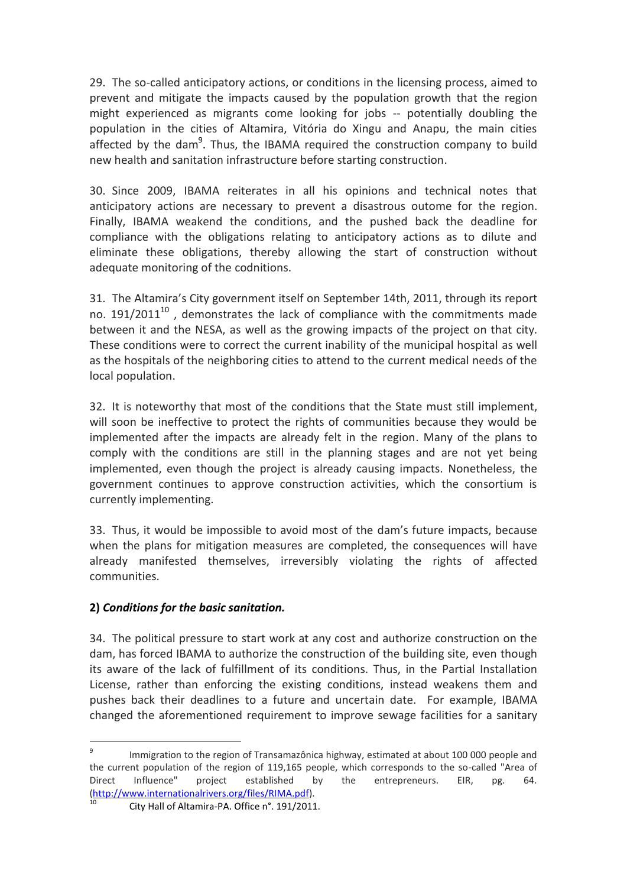29. The so-called anticipatory actions, or conditions in the licensing process, aimed to prevent and mitigate the impacts caused by the population growth that the region might experienced as migrants come looking for jobs -- potentially doubling the population in the cities of Altamira, Vitória do Xingu and Anapu, the main cities affected by the dam[9]. Thus, the IBAMA required the construction company to build new health and sanitation infrastructure before starting construction.

30. Since 2009, IBAMA reiterates in all his opinions and technical notes that anticipatory actions are necessary to prevent a disastrous outome for the region. Finally, IBAMA weakend the conditions, and the pushed back the deadline for compliance with the obligations relating to anticipatory actions as to dilute and eliminate these obligations, thereby allowing the start of construction without adequate monitoring of the codnitions.

31. The Altamira's City government itself on September 14th, 2011, through its report no. 191/2011[10] , demonstrates the lack of compliance with the commitments made between it and the NESA, as well as the growing impacts of the project on that city. These conditions were to correct the current inability of the municipal hospital as well as the hospitals of the neighboring cities to attend to the current medical needs of the local population.

32. It is noteworthy that most of the conditions that the State must still implement, will soon be ineffective to protect the rights of communities because they would be implemented after the impacts are already felt in the region. Many of the plans to comply with the conditions are still in the planning stages and are not yet being implemented, even though the project is already causing impacts. Nonetheless, the government continues to approve construction activities, which the consortium is currently implementing.

33. Thus, it would be impossible to avoid most of the dam's future impacts, because when the plans for mitigation measures are completed, the consequences will have already manifested themselves, irreversibly violating the rights of affected communities.

**2)** ***Conditions for the basic sanitation.***

34. The political pressure to start work at any cost and authorize construction on the dam, has forced IBAMA to authorize the construction of the building site, even though its aware of the lack of fulfillment of its conditions. Thus, in the Partial Installation License, rather than enforcing the existing conditions, instead weakens them and pushes back their deadlines to a future and uncertain date. For example, IBAMA changed the aforementioned requirement to improve sewage facilities for a sanitary

---

[9] Immigration to the region of Transamazônica highway, estimated at about 100 000 people and the current population of the region of 119,165 people, which corresponds to the so-called "Area of Direct Influence" project established by the entrepreneurs. EIR, pg. 64. (http://www.internationalrivers.org/files/RIMA.pdf).

[10] City Hall of Altamira-PA. Office n°. 191/2011.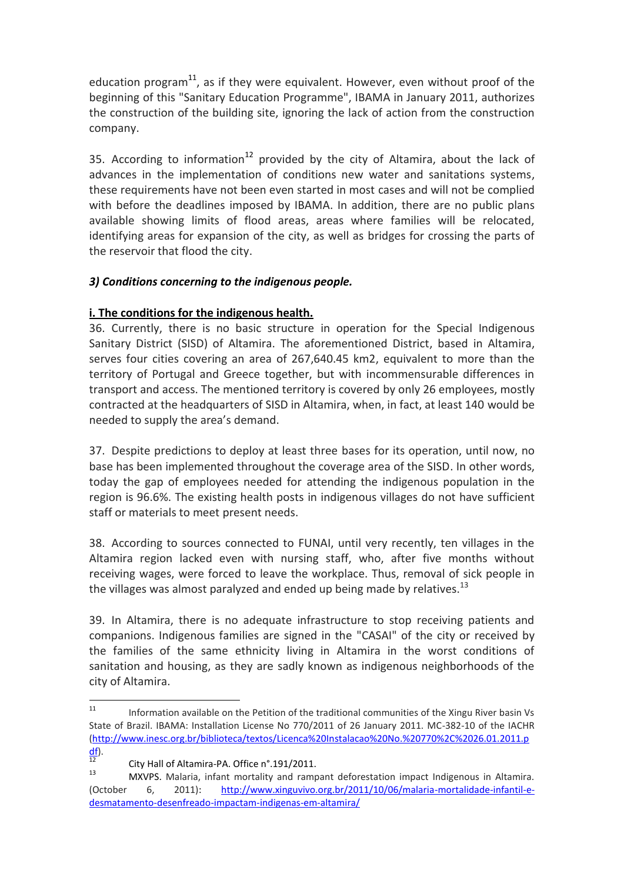education program[11], as if they were equivalent. However, even without proof of the beginning of this "Sanitary Education Programme", IBAMA in January 2011, authorizes the construction of the building site, ignoring the lack of action from the construction company.

35. According to information[12] provided by the city of Altamira, about the lack of advances in the implementation of conditions new water and sanitations systems, these requirements have not been even started in most cases and will not be complied with before the deadlines imposed by IBAMA. In addition, there are no public plans available showing limits of flood areas, areas where families will be relocated, identifying areas for expansion of the city, as well as bridges for crossing the parts of the reservoir that flood the city.

### *3) Conditions concerning to the indigenous people.*

#### **i. The conditions for the indigenous health.**

36. Currently, there is no basic structure in operation for the Special Indigenous Sanitary District (SISD) of Altamira. The aforementioned District, based in Altamira, serves four cities covering an area of 267,640.45 km2, equivalent to more than the territory of Portugal and Greece together, but with incommensurable differences in transport and access. The mentioned territory is covered by only 26 employees, mostly contracted at the headquarters of SISD in Altamira, when, in fact, at least 140 would be needed to supply the area's demand.

37. Despite predictions to deploy at least three bases for its operation, until now, no base has been implemented throughout the coverage area of the SISD. In other words, today the gap of employees needed for attending the indigenous population in the region is 96.6%. The existing health posts in indigenous villages do not have sufficient staff or materials to meet present needs.

38. According to sources connected to FUNAI, until very recently, ten villages in the Altamira region lacked even with nursing staff, who, after five months without receiving wages, were forced to leave the workplace. Thus, removal of sick people in the villages was almost paralyzed and ended up being made by relatives.[13]

39. In Altamira, there is no adequate infrastructure to stop receiving patients and companions. Indigenous families are signed in the "CASAI" of the city or received by the families of the same ethnicity living in Altamira in the worst conditions of sanitation and housing, as they are sadly known as indigenous neighborhoods of the city of Altamira.

---

[11] Information available on the Petition of the traditional communities of the Xingu River basin Vs State of Brazil. IBAMA: Installation License No 770/2011 of 26 January 2011. MC-382-10 of the IACHR (http://www.inesc.org.br/biblioteca/textos/Licenca%20Instalacao%20No.%20770%2C%2026.01.2011.pdf).

[12] City Hall of Altamira-PA. Office n°.191/2011.

[13] MXVPS. Malaria, infant mortality and rampant deforestation impact Indigenous in Altamira. (October 6, 2011): http://www.xinguvivo.org.br/2011/10/06/malaria-mortalidade-infantil-e-desmatamento-desenfreado-impactam-indigenas-em-altamira/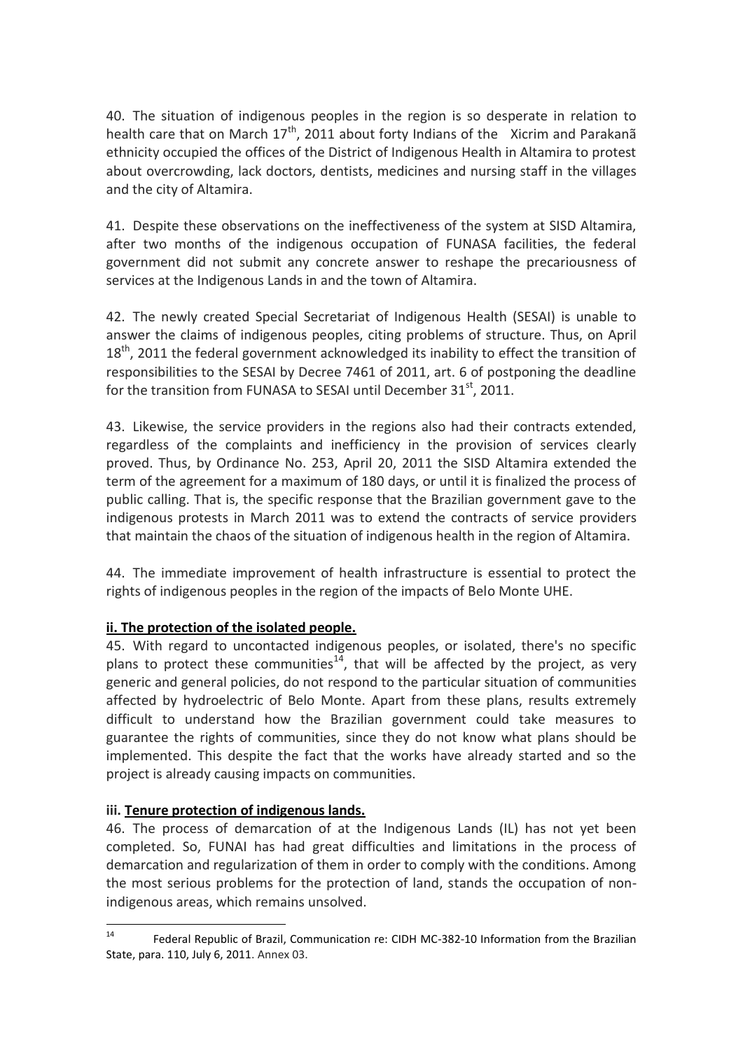40. The situation of indigenous peoples in the region is so desperate in relation to health care that on March 17th, 2011 about forty Indians of the Xicrim and Parakanã ethnicity occupied the offices of the District of Indigenous Health in Altamira to protest about overcrowding, lack doctors, dentists, medicines and nursing staff in the villages and the city of Altamira.

41. Despite these observations on the ineffectiveness of the system at SISD Altamira, after two months of the indigenous occupation of FUNASA facilities, the federal government did not submit any concrete answer to reshape the precariousness of services at the Indigenous Lands in and the town of Altamira.

42. The newly created Special Secretariat of Indigenous Health (SESAI) is unable to answer the claims of indigenous peoples, citing problems of structure. Thus, on April 18th, 2011 the federal government acknowledged its inability to effect the transition of responsibilities to the SESAI by Decree 7461 of 2011, art. 6 of postponing the deadline for the transition from FUNASA to SESAI until December 31st, 2011.

43. Likewise, the service providers in the regions also had their contracts extended, regardless of the complaints and inefficiency in the provision of services clearly proved. Thus, by Ordinance No. 253, April 20, 2011 the SISD Altamira extended the term of the agreement for a maximum of 180 days, or until it is finalized the process of public calling. That is, the specific response that the Brazilian government gave to the indigenous protests in March 2011 was to extend the contracts of service providers that maintain the chaos of the situation of indigenous health in the region of Altamira.

44. The immediate improvement of health infrastructure is essential to protect the rights of indigenous peoples in the region of the impacts of Belo Monte UHE.

**ii. The protection of the isolated people.**

45. With regard to uncontacted indigenous peoples, or isolated, there's no specific plans to protect these communities[14], that will be affected by the project, as very generic and general policies, do not respond to the particular situation of communities affected by hydroelectric of Belo Monte. Apart from these plans, results extremely difficult to understand how the Brazilian government could take measures to guarantee the rights of communities, since they do not know what plans should be implemented. This despite the fact that the works have already started and so the project is already causing impacts on communities.

**iii. Tenure protection of indigenous lands.**

46. The process of demarcation of at the Indigenous Lands (IL) has not yet been completed. So, FUNAI has had great difficulties and limitations in the process of demarcation and regularization of them in order to comply with the conditions. Among the most serious problems for the protection of land, stands the occupation of non-indigenous areas, which remains unsolved.

---

[14] Federal Republic of Brazil, Communication re: CIDH MC-382-10 Information from the Brazilian State, para. 110, July 6, 2011. Annex 03.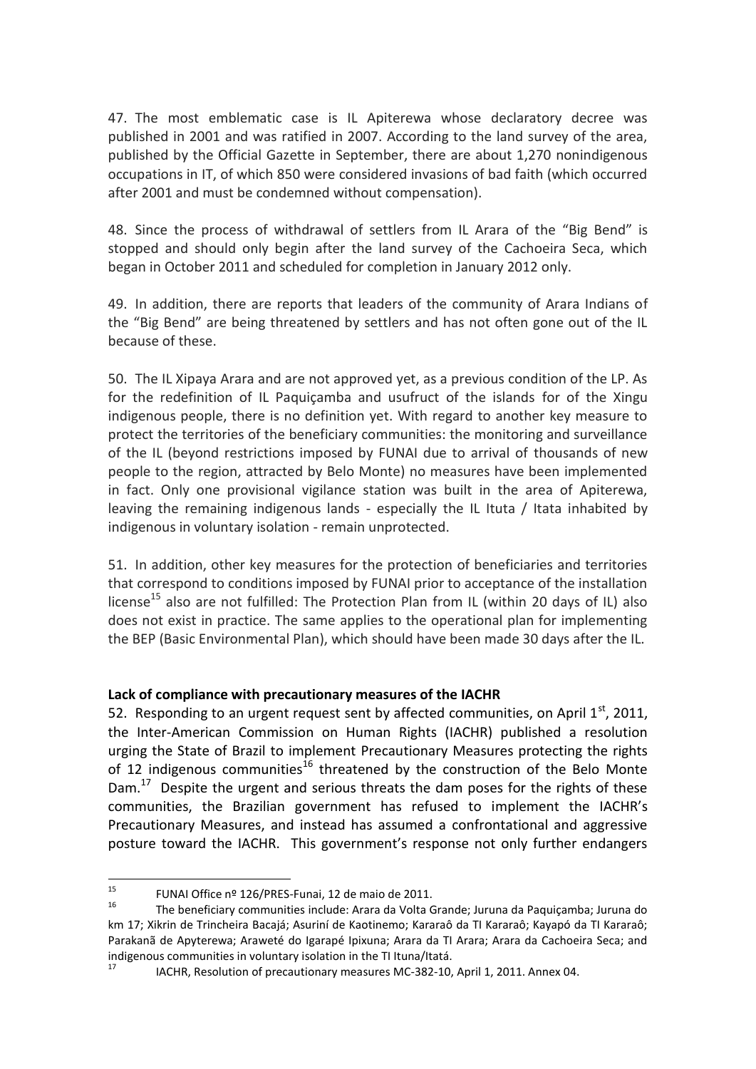47. The most emblematic case is IL Apiterewa whose declaratory decree was published in 2001 and was ratified in 2007. According to the land survey of the area, published by the Official Gazette in September, there are about 1,270 nonindigenous occupations in IT, of which 850 were considered invasions of bad faith (which occurred after 2001 and must be condemned without compensation).

48. Since the process of withdrawal of settlers from IL Arara of the "Big Bend" is stopped and should only begin after the land survey of the Cachoeira Seca, which began in October 2011 and scheduled for completion in January 2012 only.

49. In addition, there are reports that leaders of the community of Arara Indians of the "Big Bend" are being threatened by settlers and has not often gone out of the IL because of these.

50. The IL Xipaya Arara and are not approved yet, as a previous condition of the LP. As for the redefinition of IL Paquiçamba and usufruct of the islands for of the Xingu indigenous people, there is no definition yet. With regard to another key measure to protect the territories of the beneficiary communities: the monitoring and surveillance of the IL (beyond restrictions imposed by FUNAI due to arrival of thousands of new people to the region, attracted by Belo Monte) no measures have been implemented in fact. Only one provisional vigilance station was built in the area of Apiterewa, leaving the remaining indigenous lands - especially the IL Ituta / Itata inhabited by indigenous in voluntary isolation - remain unprotected.

51. In addition, other key measures for the protection of beneficiaries and territories that correspond to conditions imposed by FUNAI prior to acceptance of the installation license[15] also are not fulfilled: The Protection Plan from IL (within 20 days of IL) also does not exist in practice. The same applies to the operational plan for implementing the BEP (Basic Environmental Plan), which should have been made 30 days after the IL.

**Lack of compliance with precautionary measures of the IACHR**

52. Responding to an urgent request sent by affected communities, on April 1st, 2011, the Inter-American Commission on Human Rights (IACHR) published a resolution urging the State of Brazil to implement Precautionary Measures protecting the rights of 12 indigenous communities[16] threatened by the construction of the Belo Monte Dam.[17] Despite the urgent and serious threats the dam poses for the rights of these communities, the Brazilian government has refused to implement the IACHR's Precautionary Measures, and instead has assumed a confrontational and aggressive posture toward the IACHR. This government's response not only further endangers

---

[15] FUNAI Office nº 126/PRES-Funai, 12 de maio de 2011.

[16] The beneficiary communities include: Arara da Volta Grande; Juruna da Paquiçamba; Juruna do km 17; Xikrin de Trincheira Bacajá; Asuriní de Kaotinemo; Kararaô da TI Kararaô; Kayapó da TI Kararaô; Parakanã de Apyterewa; Araweté do Igarapé Ipixuna; Arara da TI Arara; Arara da Cachoeira Seca; and indigenous communities in voluntary isolation in the TI Ituna/Itatá.

[17] IACHR, Resolution of precautionary measures MC-382-10, April 1, 2011. Annex 04.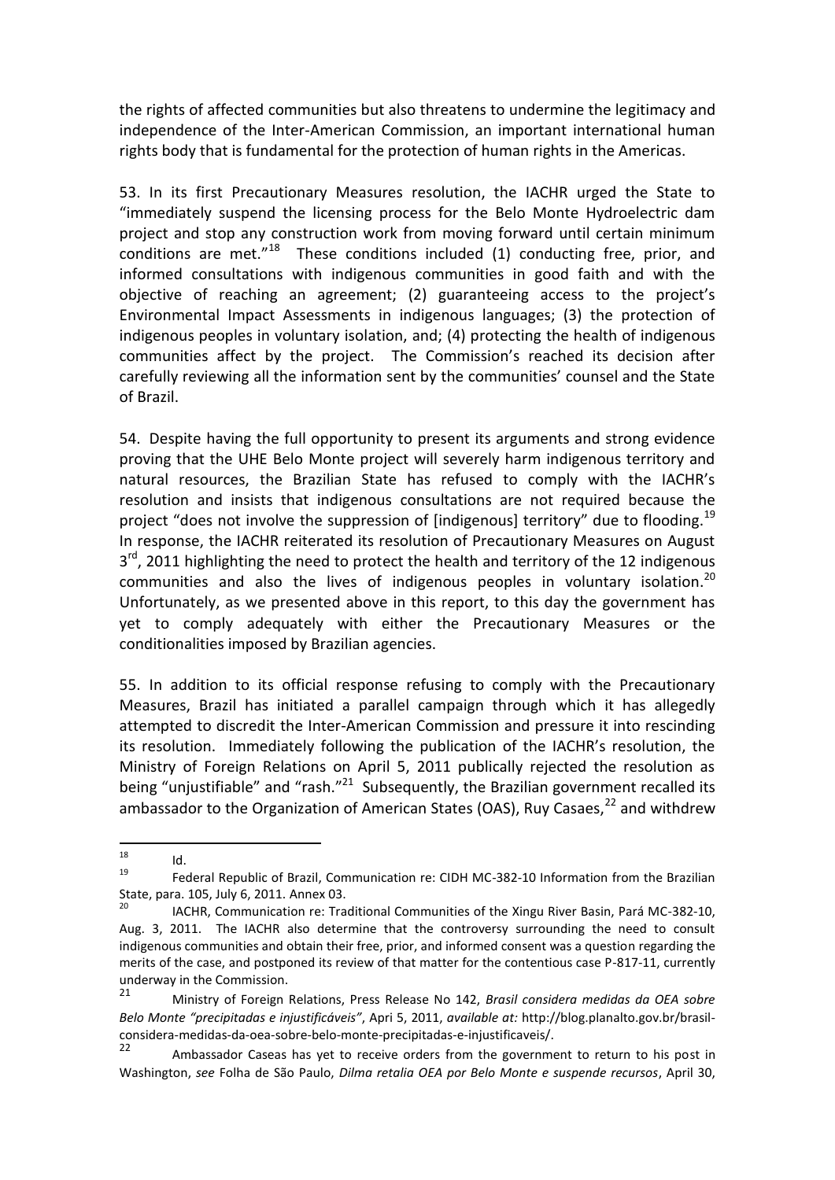the rights of affected communities but also threatens to undermine the legitimacy and independence of the Inter-American Commission, an important international human rights body that is fundamental for the protection of human rights in the Americas.

53. In its first Precautionary Measures resolution, the IACHR urged the State to "immediately suspend the licensing process for the Belo Monte Hydroelectric dam project and stop any construction work from moving forward until certain minimum conditions are met."[18] These conditions included (1) conducting free, prior, and informed consultations with indigenous communities in good faith and with the objective of reaching an agreement; (2) guaranteeing access to the project's Environmental Impact Assessments in indigenous languages; (3) the protection of indigenous peoples in voluntary isolation, and; (4) protecting the health of indigenous communities affect by the project. The Commission's reached its decision after carefully reviewing all the information sent by the communities' counsel and the State of Brazil.

54. Despite having the full opportunity to present its arguments and strong evidence proving that the UHE Belo Monte project will severely harm indigenous territory and natural resources, the Brazilian State has refused to comply with the IACHR's resolution and insists that indigenous consultations are not required because the project "does not involve the suppression of [indigenous] territory" due to flooding.[19] In response, the IACHR reiterated its resolution of Precautionary Measures on August 3rd, 2011 highlighting the need to protect the health and territory of the 12 indigenous communities and also the lives of indigenous peoples in voluntary isolation.[20] Unfortunately, as we presented above in this report, to this day the government has yet to comply adequately with either the Precautionary Measures or the conditionalities imposed by Brazilian agencies.

55. In addition to its official response refusing to comply with the Precautionary Measures, Brazil has initiated a parallel campaign through which it has allegedly attempted to discredit the Inter-American Commission and pressure it into rescinding its resolution. Immediately following the publication of the IACHR's resolution, the Ministry of Foreign Relations on April 5, 2011 publically rejected the resolution as being "unjustifiable" and "rash."[21] Subsequently, the Brazilian government recalled its ambassador to the Organization of American States (OAS), Ruy Casaes,[22] and withdrew

---

[18] Id.

[19] Federal Republic of Brazil, Communication re: CIDH MC-382-10 Information from the Brazilian State, para. 105, July 6, 2011. Annex 03.

[20] IACHR, Communication re: Traditional Communities of the Xingu River Basin, Pará MC-382-10, Aug. 3, 2011. The IACHR also determine that the controversy surrounding the need to consult indigenous communities and obtain their free, prior, and informed consent was a question regarding the merits of the case, and postponed its review of that matter for the contentious case P-817-11, currently underway in the Commission.

[21] Ministry of Foreign Relations, Press Release No 142, *Brasil considera medidas da OEA sobre Belo Monte "precipitadas e injustificáveis"*, Apri 5, 2011, *available at:* http://blog.planalto.gov.br/brasil-considera-medidas-da-oea-sobre-belo-monte-precipitadas-e-injustificaveis/.

[22] Ambassador Caseas has yet to receive orders from the government to return to his post in Washington, *see* Folha de São Paulo, *Dilma retalia OEA por Belo Monte e suspende recursos*, April 30,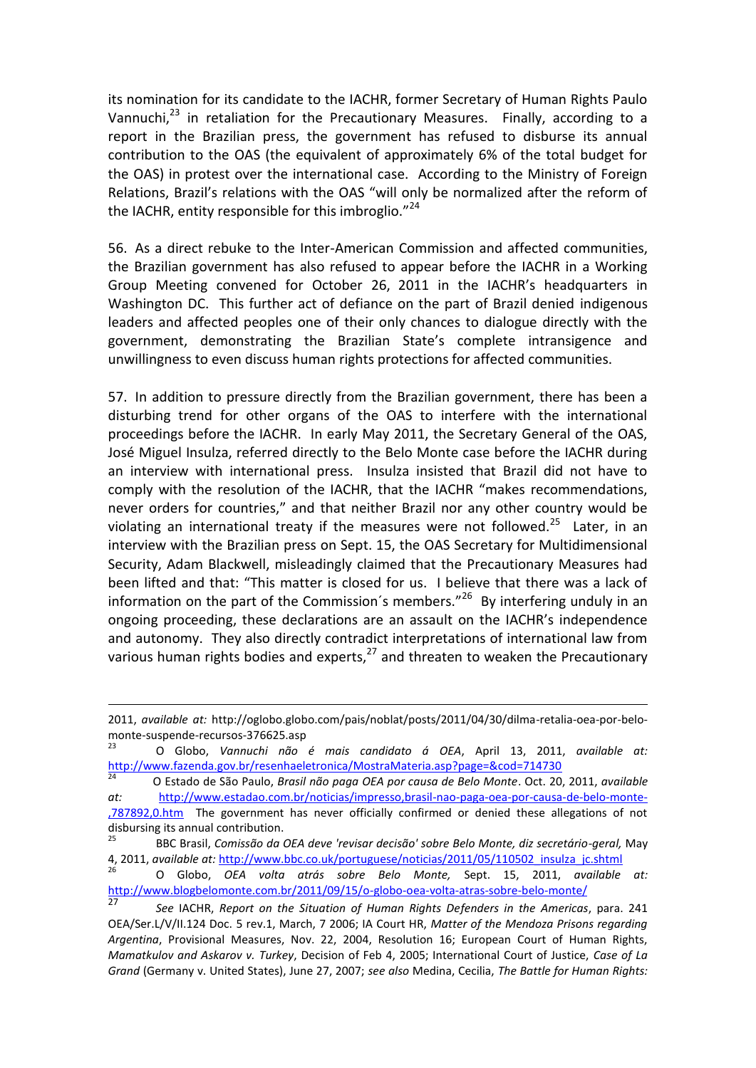its nomination for its candidate to the IACHR, former Secretary of Human Rights Paulo Vannuchi,[23] in retaliation for the Precautionary Measures. Finally, according to a report in the Brazilian press, the government has refused to disburse its annual contribution to the OAS (the equivalent of approximately 6% of the total budget for the OAS) in protest over the international case. According to the Ministry of Foreign Relations, Brazil's relations with the OAS "will only be normalized after the reform of the IACHR, entity responsible for this imbroglio."[24]

56. As a direct rebuke to the Inter-American Commission and affected communities, the Brazilian government has also refused to appear before the IACHR in a Working Group Meeting convened for October 26, 2011 in the IACHR's headquarters in Washington DC. This further act of defiance on the part of Brazil denied indigenous leaders and affected peoples one of their only chances to dialogue directly with the government, demonstrating the Brazilian State's complete intransigence and unwillingness to even discuss human rights protections for affected communities.

57. In addition to pressure directly from the Brazilian government, there has been a disturbing trend for other organs of the OAS to interfere with the international proceedings before the IACHR. In early May 2011, the Secretary General of the OAS, José Miguel Insulza, referred directly to the Belo Monte case before the IACHR during an interview with international press. Insulza insisted that Brazil did not have to comply with the resolution of the IACHR, that the IACHR "makes recommendations, never orders for countries," and that neither Brazil nor any other country would be violating an international treaty if the measures were not followed.[25] Later, in an interview with the Brazilian press on Sept. 15, the OAS Secretary for Multidimensional Security, Adam Blackwell, misleadingly claimed that the Precautionary Measures had been lifted and that: "This matter is closed for us. I believe that there was a lack of information on the part of the Commission´s members."[26] By interfering unduly in an ongoing proceeding, these declarations are an assault on the IACHR's independence and autonomy. They also directly contradict interpretations of international law from various human rights bodies and experts,[27] and threaten to weaken the Precautionary

---

2011, *available at:* http://oglobo.globo.com/pais/noblat/posts/2011/04/30/dilma-retalia-oea-por-belo-monte-suspende-recursos-376625.asp

[23] O Globo, *Vannuchi não é mais candidato á OEA*, April 13, 2011, *available at:* http://www.fazenda.gov.br/resenhaeletronica/MostraMateria.asp?page=&cod=714730

[24] O Estado de São Paulo, *Brasil não paga OEA por causa de Belo Monte*. Oct. 20, 2011, *available at:* http://www.estadao.com.br/noticias/impresso,brasil-nao-paga-oea-por-causa-de-belo-monte-,787892,0.htm The government has never officially confirmed or denied these allegations of not disbursing its annual contribution.

[25] BBC Brasil, *Comissão da OEA deve 'revisar decisão' sobre Belo Monte, diz secretário-geral,* May 4, 2011, *available at:* http://www.bbc.co.uk/portuguese/noticias/2011/05/110502_insulza_jc.shtml

[26] O Globo, *OEA volta atrás sobre Belo Monte,* Sept. 15, 2011, *available at:* http://www.blogbelomonte.com.br/2011/09/15/o-globo-oea-volta-atras-sobre-belo-monte/

[27] *See* IACHR, *Report on the Situation of Human Rights Defenders in the Americas*, para. 241 OEA/Ser.L/V/II.124 Doc. 5 rev.1, March, 7 2006; IA Court HR, *Matter of the Mendoza Prisons regarding Argentina*, Provisional Measures, Nov. 22, 2004, Resolution 16; European Court of Human Rights, *Mamatkulov and Askarov v. Turkey*, Decision of Feb 4, 2005; International Court of Justice, *Case of La Grand* (Germany v. United States), June 27, 2007; *see also* Medina, Cecilia, *The Battle for Human Rights:*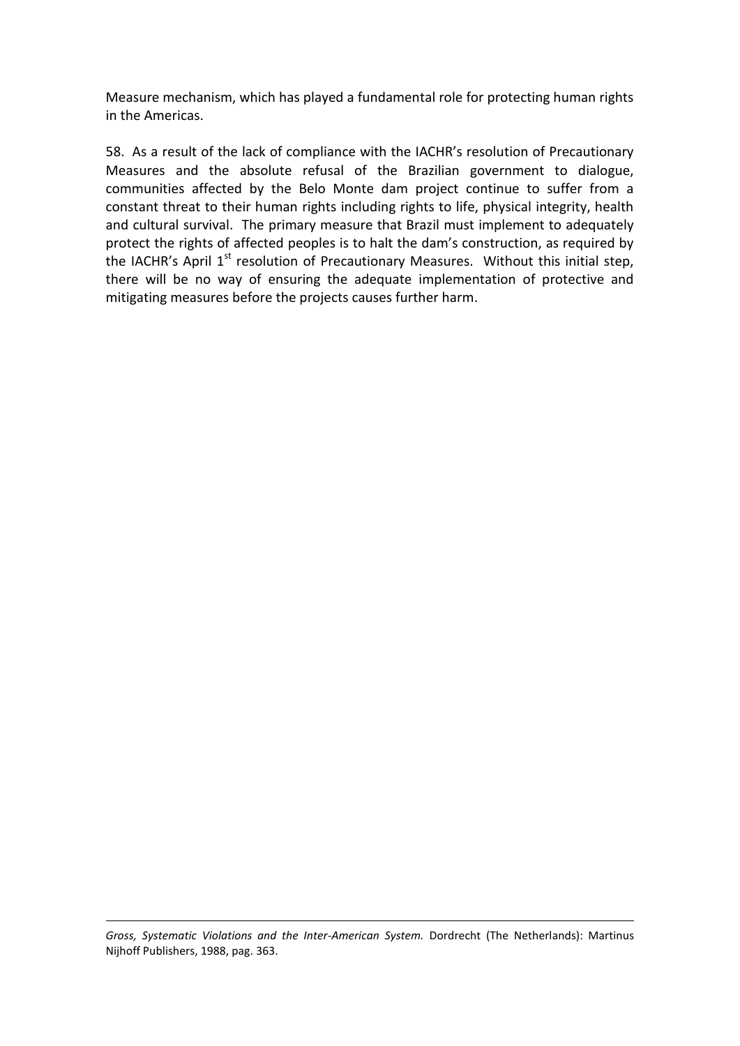Measure mechanism, which has played a fundamental role for protecting human rights in the Americas.

58. As a result of the lack of compliance with the IACHR's resolution of Precautionary Measures and the absolute refusal of the Brazilian government to dialogue, communities affected by the Belo Monte dam project continue to suffer from a constant threat to their human rights including rights to life, physical integrity, health and cultural survival. The primary measure that Brazil must implement to adequately protect the rights of affected peoples is to halt the dam's construction, as required by the IACHR's April 1st resolution of Precautionary Measures. Without this initial step, there will be no way of ensuring the adequate implementation of protective and mitigating measures before the projects causes further harm.

---

*Gross, Systematic Violations and the Inter-American System.* Dordrecht (The Netherlands): Martinus Nijhoff Publishers, 1988, pag. 363.